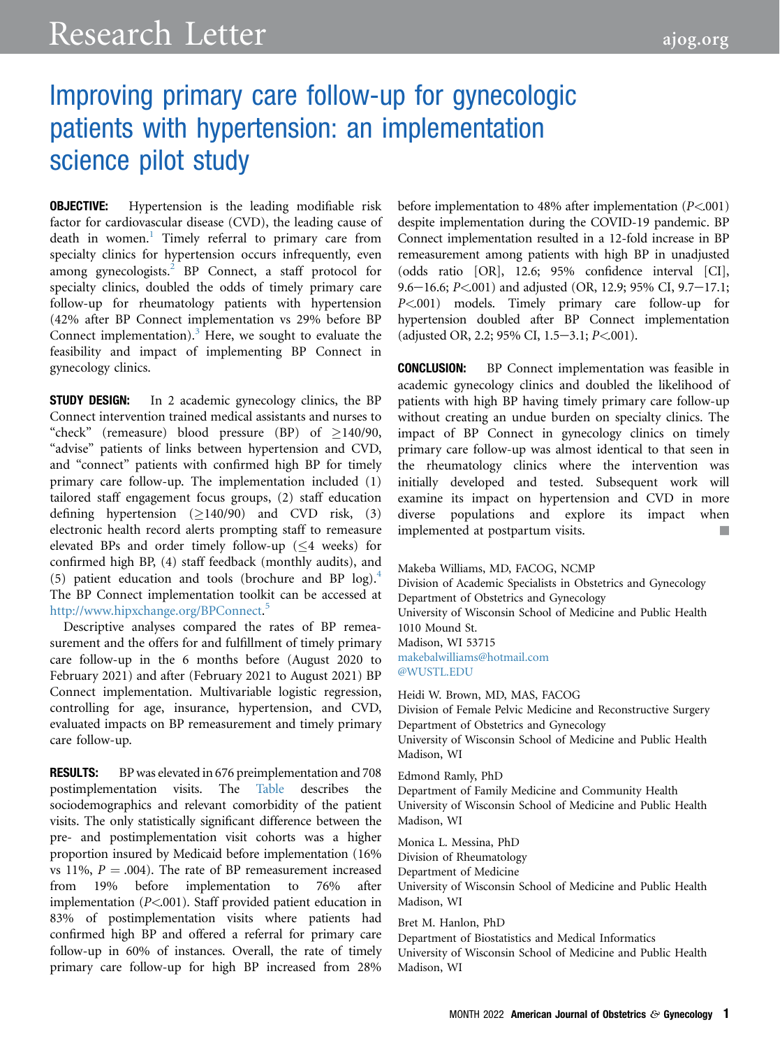Research Letter

# Improving primary care follow-up for gynecologic patients with hypertension: an implementation science pilot study

**OBJECTIVE:** Hypertension is the leading modifiable risk factor for cardiovascular disease (CVD), the leading cause of death in women.[1] Timely referral to primary care from specialty clinics for hypertension occurs infrequently, even among gynecologists.[2] BP Connect, a staff protocol for specialty clinics, doubled the odds of timely primary care follow-up for rheumatology patients with hypertension (42% after BP Connect implementation vs 29% before BP Connect implementation).[3] Here, we sought to evaluate the feasibility and impact of implementing BP Connect in gynecology clinics.

**STUDY DESIGN:** In 2 academic gynecology clinics, the BP Connect intervention trained medical assistants and nurses to "check" (remeasure) blood pressure (BP) of ≥140/90, "advise" patients of links between hypertension and CVD, and "connect" patients with confirmed high BP for timely primary care follow-up. The implementation included (1) tailored staff engagement focus groups, (2) staff education defining hypertension (≥140/90) and CVD risk, (3) electronic health record alerts prompting staff to remeasure elevated BPs and order timely follow-up (≤4 weeks) for confirmed high BP, (4) staff feedback (monthly audits), and (5) patient education and tools (brochure and BP log).[4] The BP Connect implementation toolkit can be accessed at http://www.hipxchange.org/BPConnect.[5]

Descriptive analyses compared the rates of BP remeasurement and the offers for and fulfillment of timely primary care follow-up in the 6 months before (August 2020 to February 2021) and after (February 2021 to August 2021) BP Connect implementation. Multivariable logistic regression, controlling for age, insurance, hypertension, and CVD, evaluated impacts on BP remeasurement and timely primary care follow-up.

**RESULTS:** BP was elevated in 676 preimplementation and 708 postimplementation visits. The Table describes the sociodemographics and relevant comorbidity of the patient visits. The only statistically significant difference between the pre- and postimplementation visit cohorts was a higher proportion insured by Medicaid before implementation (16% vs 11%, $P = .004$). The rate of BP remeasurement increased from 19% before implementation to 76% after implementation ($P<.001$). Staff provided patient education in 83% of postimplementation visits where patients had confirmed high BP and offered a referral for primary care follow-up in 60% of instances. Overall, the rate of timely primary care follow-up for high BP increased from 28% before implementation to 48% after implementation ($P<.001$) despite implementation during the COVID-19 pandemic. BP Connect implementation resulted in a 12-fold increase in BP remeasurement among patients with high BP in unadjusted (odds ratio [OR], 12.6; 95% confidence interval [CI], 9.6−16.6; $P<.001$) and adjusted (OR, 12.9; 95% CI, 9.7−17.1; $P<.001$) models. Timely primary care follow-up for hypertension doubled after BP Connect implementation (adjusted OR, 2.2; 95% CI, 1.5−3.1; $P<.001$).

**CONCLUSION:** BP Connect implementation was feasible in academic gynecology clinics and doubled the likelihood of patients with high BP having timely primary care follow-up without creating an undue burden on specialty clinics. The impact of BP Connect in gynecology clinics on timely primary care follow-up was almost identical to that seen in the rheumatology clinics where the intervention was initially developed and tested. Subsequent work will examine its impact on hypertension and CVD in more diverse populations and explore its impact when implemented at postpartum visits. ■

Makeba Williams, MD, FACOG, NCMP
Division of Academic Specialists in Obstetrics and Gynecology
Department of Obstetrics and Gynecology
University of Wisconsin School of Medicine and Public Health
1010 Mound St.
Madison, WI 53715
makebalwilliams@hotmail.com
@WUSTL.EDU

Heidi W. Brown, MD, MAS, FACOG
Division of Female Pelvic Medicine and Reconstructive Surgery
Department of Obstetrics and Gynecology
University of Wisconsin School of Medicine and Public Health
Madison, WI

Edmond Ramly, PhD
Department of Family Medicine and Community Health
University of Wisconsin School of Medicine and Public Health
Madison, WI

Monica L. Messina, PhD
Division of Rheumatology
Department of Medicine
University of Wisconsin School of Medicine and Public Health
Madison, WI

Bret M. Hanlon, PhD
Department of Biostatistics and Medical Informatics
University of Wisconsin School of Medicine and Public Health
Madison, WI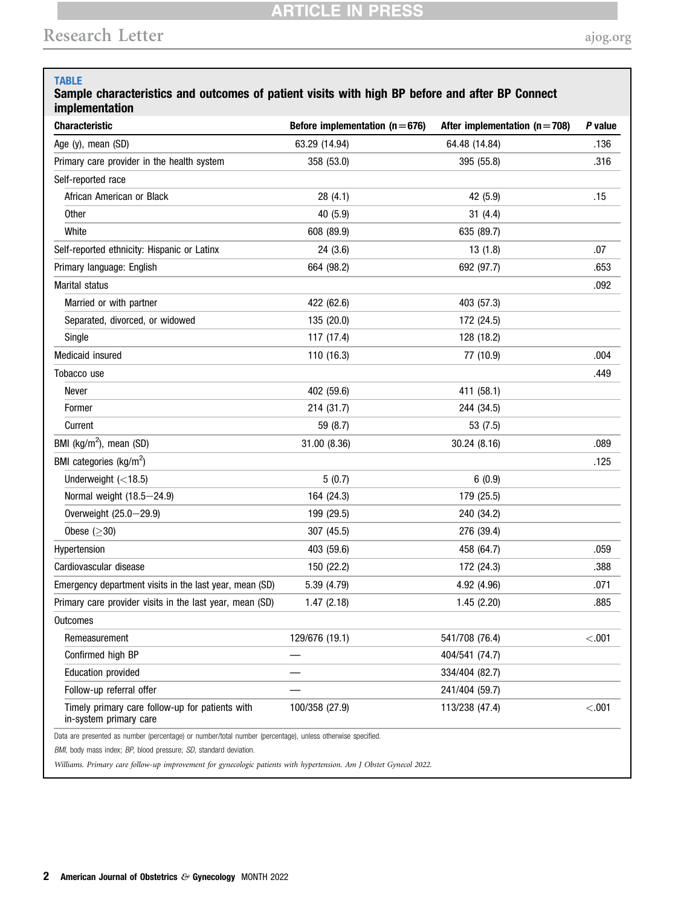**TABLE**

**Sample characteristics and outcomes of patient visits with high BP before and after BP Connect implementation**

| Characteristic | Before implementation (n=676) | After implementation (n=708) | *P* value |
|---|---|---|---|
| Age (y), mean (SD) | 63.29 (14.94) | 64.48 (14.84) | .136 |
| Primary care provider in the health system | 358 (53.0) | 395 (55.8) | .316 |
| Self-reported race | | | |
| African American or Black | 28 (4.1) | 42 (5.9) | .15 |
| Other | 40 (5.9) | 31 (4.4) | |
| White | 608 (89.9) | 635 (89.7) | |
| Self-reported ethnicity: Hispanic or Latinx | 24 (3.6) | 13 (1.8) | .07 |
| Primary language: English | 664 (98.2) | 692 (97.7) | .653 |
| Marital status | | | .092 |
| Married or with partner | 422 (62.6) | 403 (57.3) | |
| Separated, divorced, or widowed | 135 (20.0) | 172 (24.5) | |
| Single | 117 (17.4) | 128 (18.2) | |
| Medicaid insured | 110 (16.3) | 77 (10.9) | .004 |
| Tobacco use | | | .449 |
| Never | 402 (59.6) | 411 (58.1) | |
| Former | 214 (31.7) | 244 (34.5) | |
| Current | 59 (8.7) | 53 (7.5) | |
| BMI (kg/m$^2$), mean (SD) | 31.00 (8.36) | 30.24 (8.16) | .089 |
| BMI categories (kg/m$^2$) | | | .125 |
| Underweight (<18.5) | 5 (0.7) | 6 (0.9) | |
| Normal weight (18.5–24.9) | 164 (24.3) | 179 (25.5) | |
| Overweight (25.0–29.9) | 199 (29.5) | 240 (34.2) | |
| Obese (≥30) | 307 (45.5) | 276 (39.4) | |
| Hypertension | 403 (59.6) | 458 (64.7) | .059 |
| Cardiovascular disease | 150 (22.2) | 172 (24.3) | .388 |
| Emergency department visits in the last year, mean (SD) | 5.39 (4.79) | 4.92 (4.96) | .071 |
| Primary care provider visits in the last year, mean (SD) | 1.47 (2.18) | 1.45 (2.20) | .885 |
| Outcomes | | | |
| Remeasurement | 129/676 (19.1) | 541/708 (76.4) | <.001 |
| Confirmed high BP | — | 404/541 (74.7) | |
| Education provided | — | 334/404 (82.7) | |
| Follow-up referral offer | — | 241/404 (59.7) | |
| Timely primary care follow-up for patients with in-system primary care | 100/358 (27.9) | 113/238 (47.4) | <.001 |

Data are presented as number (percentage) or number/total number (percentage), unless otherwise specified.

*BMI*, body mass index; *BP*, blood pressure; *SD*, standard deviation.

*Williams. Primary care follow-up improvement for gynecologic patients with hypertension. Am J Obstet Gynecol 2022.*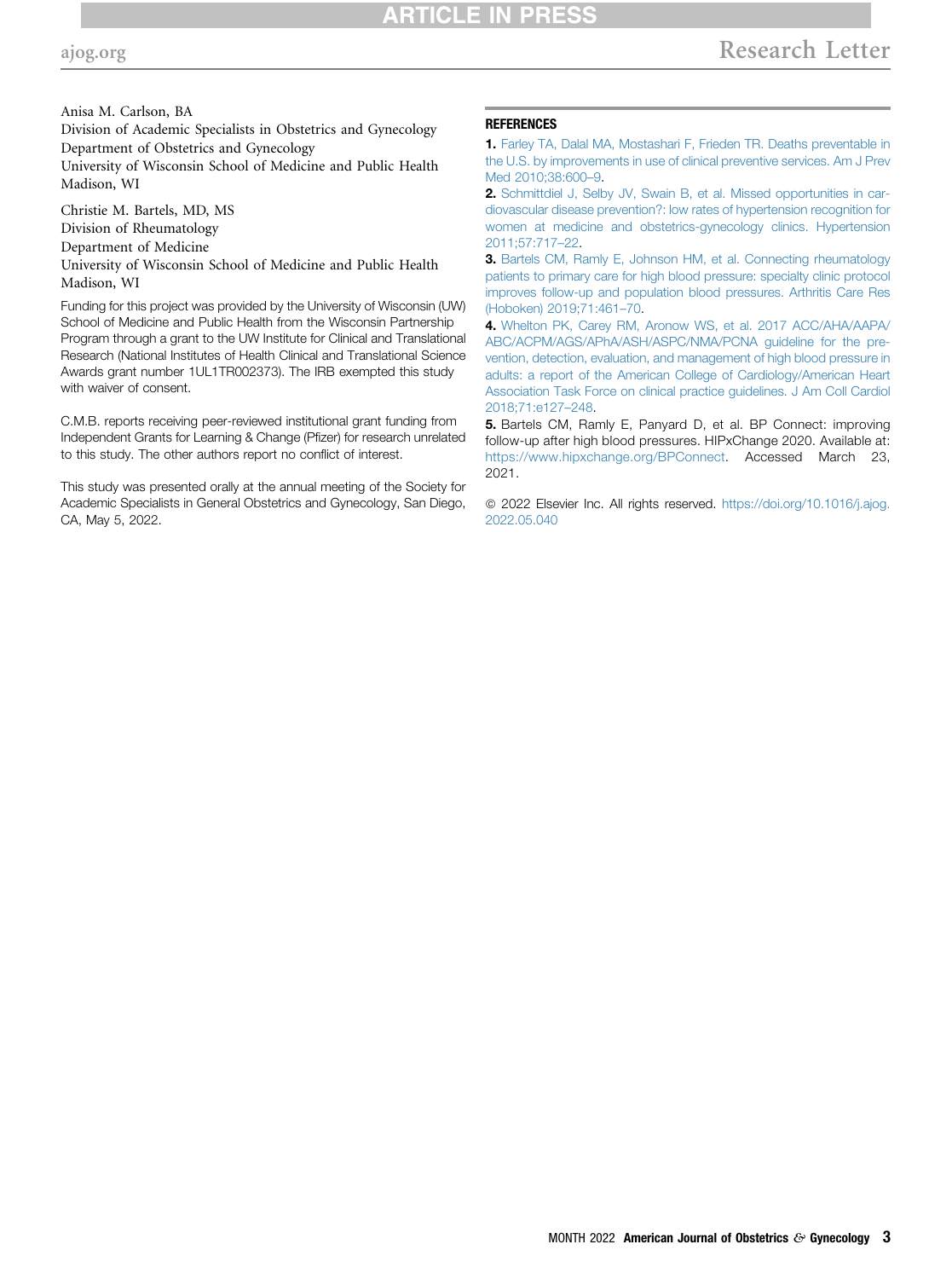Anisa M. Carlson, BA
Division of Academic Specialists in Obstetrics and Gynecology
Department of Obstetrics and Gynecology
University of Wisconsin School of Medicine and Public Health
Madison, WI

Christie M. Bartels, MD, MS
Division of Rheumatology
Department of Medicine
University of Wisconsin School of Medicine and Public Health
Madison, WI

Funding for this project was provided by the University of Wisconsin (UW) School of Medicine and Public Health from the Wisconsin Partnership Program through a grant to the UW Institute for Clinical and Translational Research (National Institutes of Health Clinical and Translational Science Awards grant number 1UL1TR002373). The IRB exempted this study with waiver of consent.

C.M.B. reports receiving peer-reviewed institutional grant funding from Independent Grants for Learning & Change (Pfizer) for research unrelated to this study. The other authors report no conflict of interest.

This study was presented orally at the annual meeting of the Society for Academic Specialists in General Obstetrics and Gynecology, San Diego, CA, May 5, 2022.

## REFERENCES

1. Farley TA, Dalal MA, Mostashari F, Frieden TR. Deaths preventable in the U.S. by improvements in use of clinical preventive services. Am J Prev Med 2010;38:600–9.
2. Schmittdiel J, Selby JV, Swain B, et al. Missed opportunities in cardiovascular disease prevention?: low rates of hypertension recognition for women at medicine and obstetrics-gynecology clinics. Hypertension 2011;57:717–22.
3. Bartels CM, Ramly E, Johnson HM, et al. Connecting rheumatology patients to primary care for high blood pressure: specialty clinic protocol improves follow-up and population blood pressures. Arthritis Care Res (Hoboken) 2019;71:461–70.
4. Whelton PK, Carey RM, Aronow WS, et al. 2017 ACC/AHA/AAPA/ABC/ACPM/AGS/APhA/ASH/ASPC/NMA/PCNA guideline for the prevention, detection, evaluation, and management of high blood pressure in adults: a report of the American College of Cardiology/American Heart Association Task Force on clinical practice guidelines. J Am Coll Cardiol 2018;71:e127–248.
5. Bartels CM, Ramly E, Panyard D, et al. BP Connect: improving follow-up after high blood pressures. HIPxChange 2020. Available at: https://www.hipxchange.org/BPConnect. Accessed March 23, 2021.

© 2022 Elsevier Inc. All rights reserved. https://doi.org/10.1016/j.ajog.2022.05.040